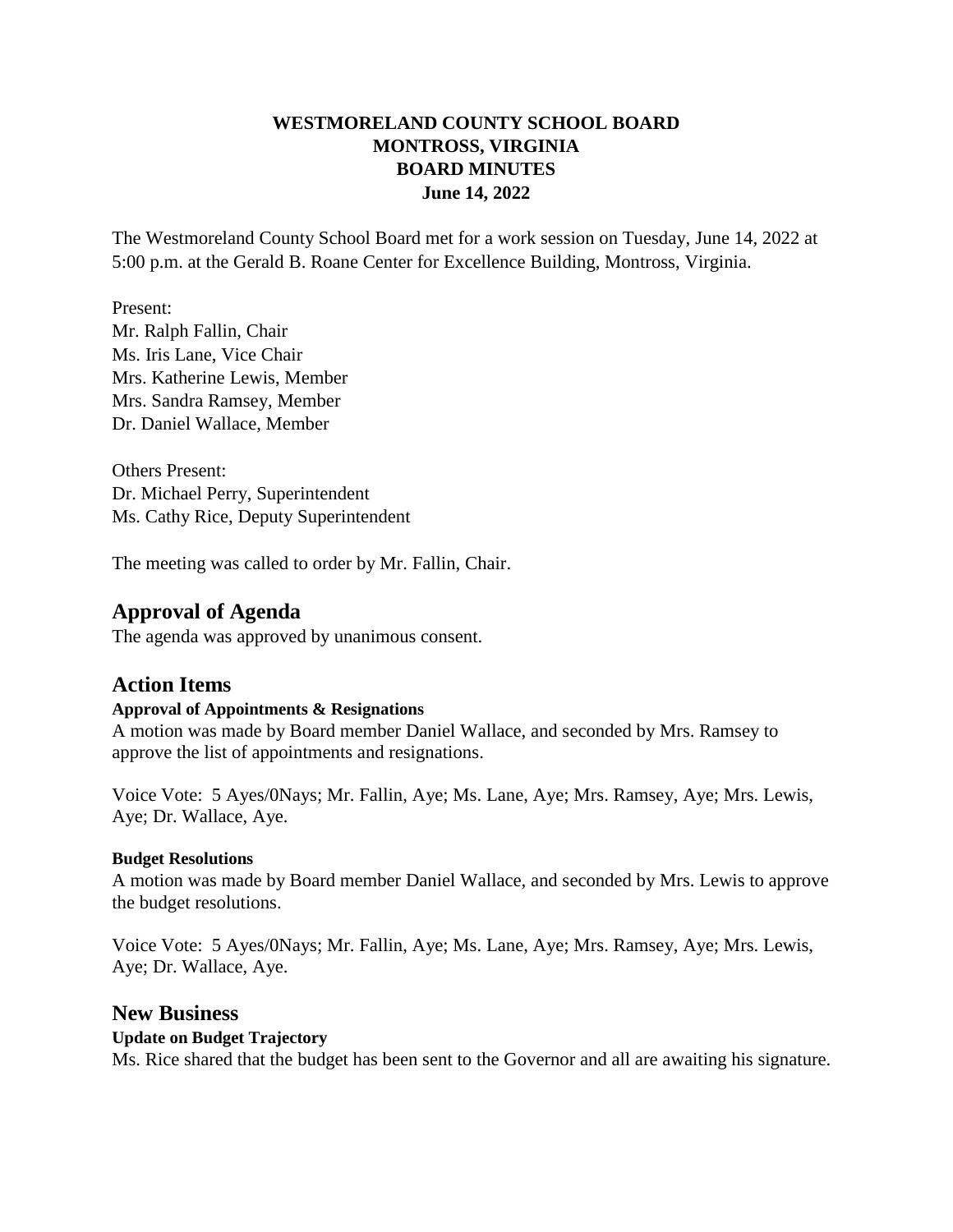**WESTMORELAND COUNTY SCHOOL BOARD**
**MONTROSS, VIRGINIA**
**BOARD MINUTES**
**June 14, 2022**

The Westmoreland County School Board met for a work session on Tuesday, June 14, 2022 at 5:00 p.m. at the Gerald B. Roane Center for Excellence Building, Montross, Virginia.

Present:
Mr. Ralph Fallin, Chair
Ms. Iris Lane, Vice Chair
Mrs. Katherine Lewis, Member
Mrs. Sandra Ramsey, Member
Dr. Daniel Wallace, Member

Others Present:
Dr. Michael Perry, Superintendent
Ms. Cathy Rice, Deputy Superintendent

The meeting was called to order by Mr. Fallin, Chair.

## Approval of Agenda

The agenda was approved by unanimous consent.

## Action Items

**Approval of Appointments & Resignations**

A motion was made by Board member Daniel Wallace, and seconded by Mrs. Ramsey to approve the list of appointments and resignations.

Voice Vote: 5 Ayes/0Nays; Mr. Fallin, Aye; Ms. Lane, Aye; Mrs. Ramsey, Aye; Mrs. Lewis, Aye; Dr. Wallace, Aye.

**Budget Resolutions**

A motion was made by Board member Daniel Wallace, and seconded by Mrs. Lewis to approve the budget resolutions.

Voice Vote: 5 Ayes/0Nays; Mr. Fallin, Aye; Ms. Lane, Aye; Mrs. Ramsey, Aye; Mrs. Lewis, Aye; Dr. Wallace, Aye.

## New Business

**Update on Budget Trajectory**

Ms. Rice shared that the budget has been sent to the Governor and all are awaiting his signature.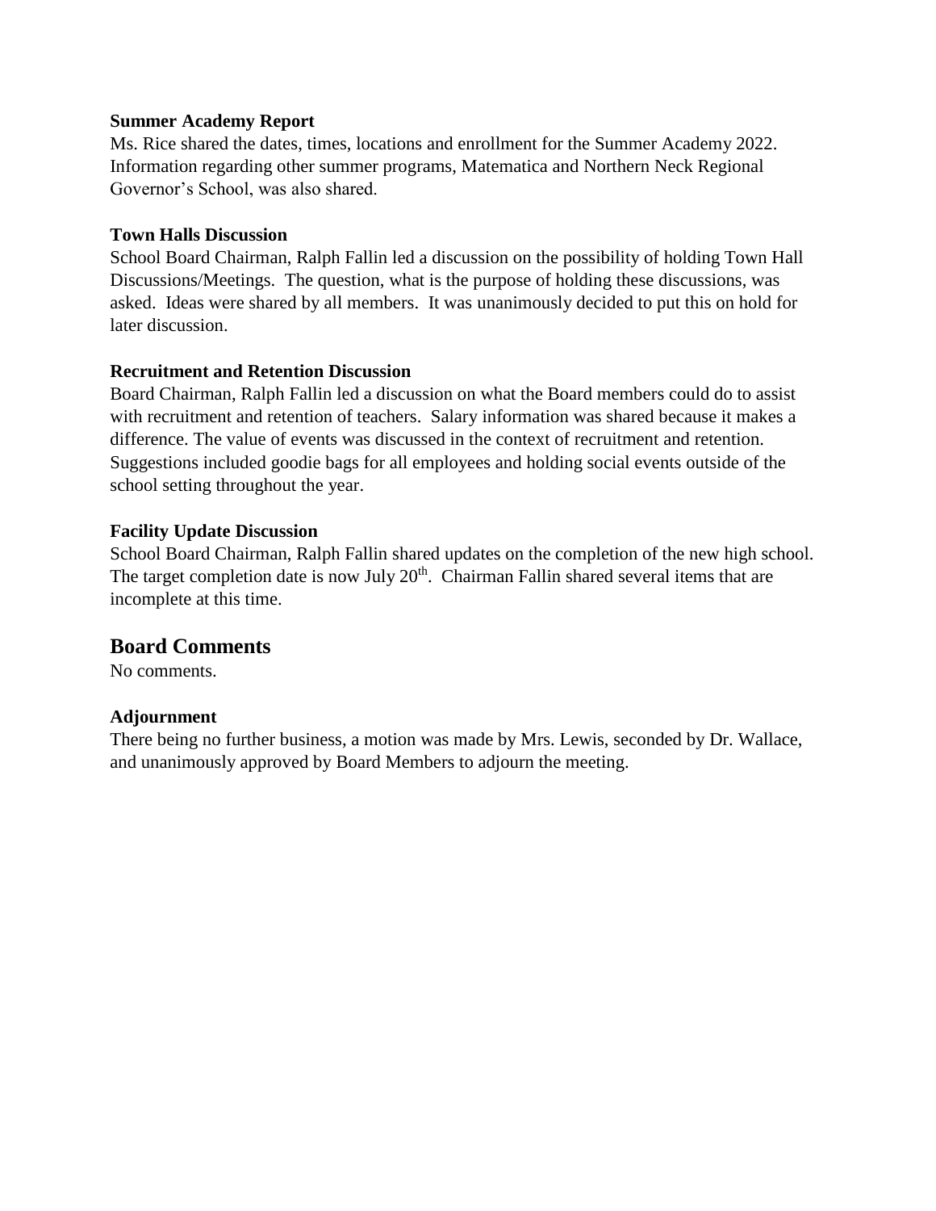**Summer Academy Report**

Ms. Rice shared the dates, times, locations and enrollment for the Summer Academy 2022. Information regarding other summer programs, Matematica and Northern Neck Regional Governor's School, was also shared.

**Town Halls Discussion**

School Board Chairman, Ralph Fallin led a discussion on the possibility of holding Town Hall Discussions/Meetings. The question, what is the purpose of holding these discussions, was asked. Ideas were shared by all members. It was unanimously decided to put this on hold for later discussion.

**Recruitment and Retention Discussion**

Board Chairman, Ralph Fallin led a discussion on what the Board members could do to assist with recruitment and retention of teachers. Salary information was shared because it makes a difference. The value of events was discussed in the context of recruitment and retention. Suggestions included goodie bags for all employees and holding social events outside of the school setting throughout the year.

**Facility Update Discussion**

School Board Chairman, Ralph Fallin shared updates on the completion of the new high school. The target completion date is now July 20th. Chairman Fallin shared several items that are incomplete at this time.

## Board Comments

No comments.

**Adjournment**

There being no further business, a motion was made by Mrs. Lewis, seconded by Dr. Wallace, and unanimously approved by Board Members to adjourn the meeting.